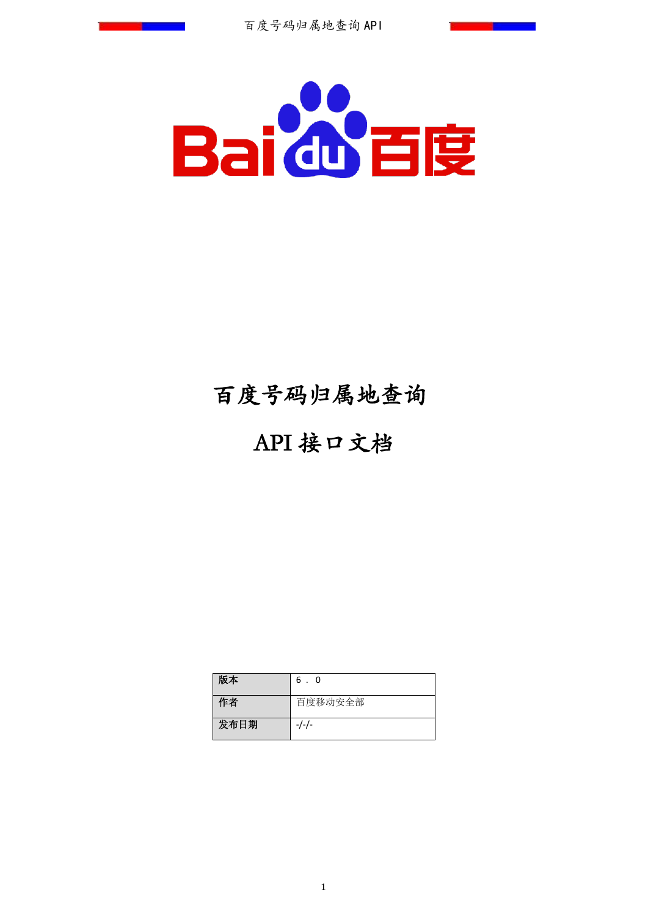# 百度号码归属地查询

# API 接口文档

| 版本 | 6．0 |
| --- | --- |
| 作者 | 百度移动安全部 |
| 发布日期 | -/-/- |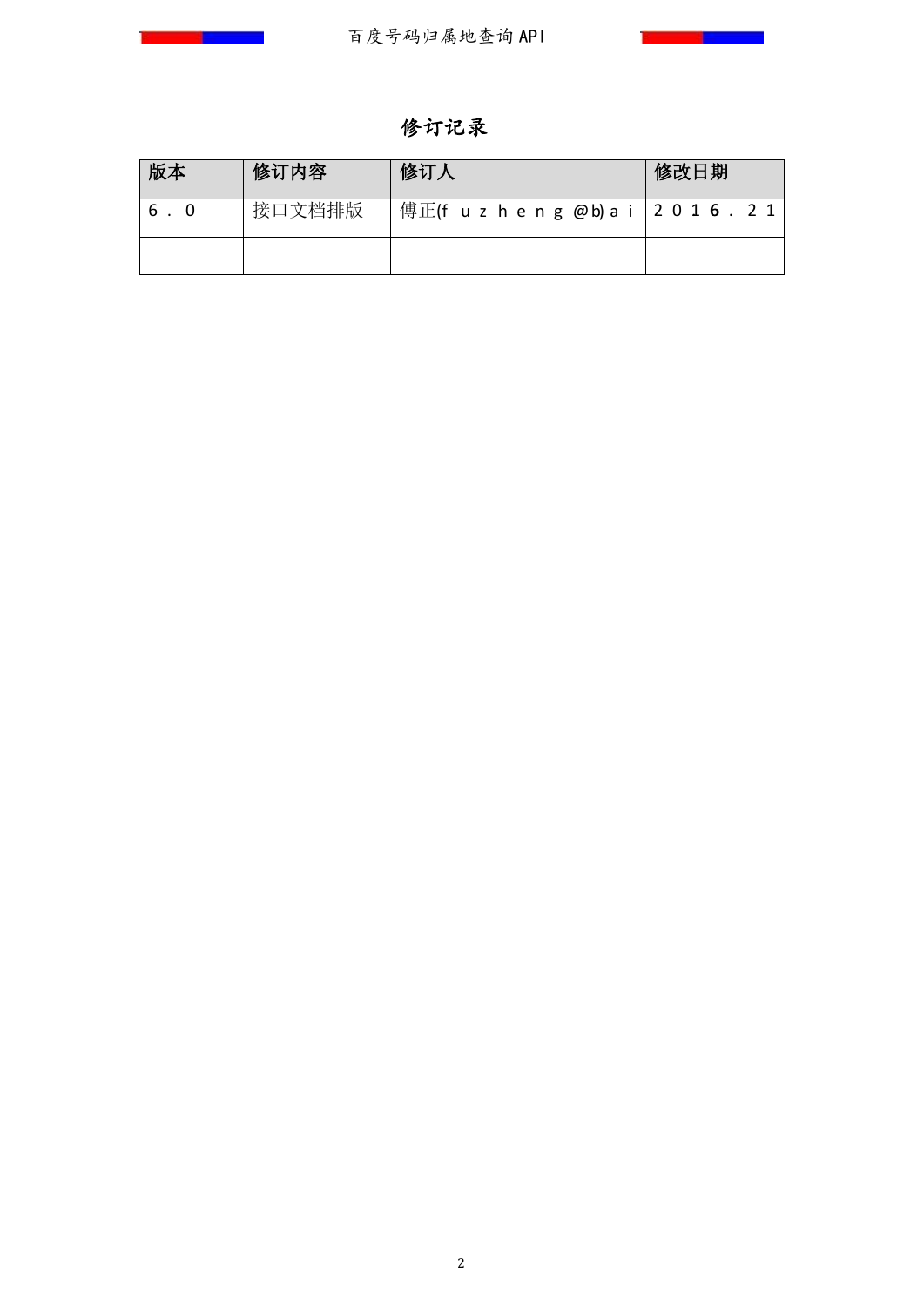# 修订记录

| 版本 | 修订内容 | 修订人 | 修改日期 |
| --- | --- | --- | --- |
| 6.0 | 接口文档排版 | 傅正(fuzheng@baidu.com) | 2016.2.1 |
| | | | |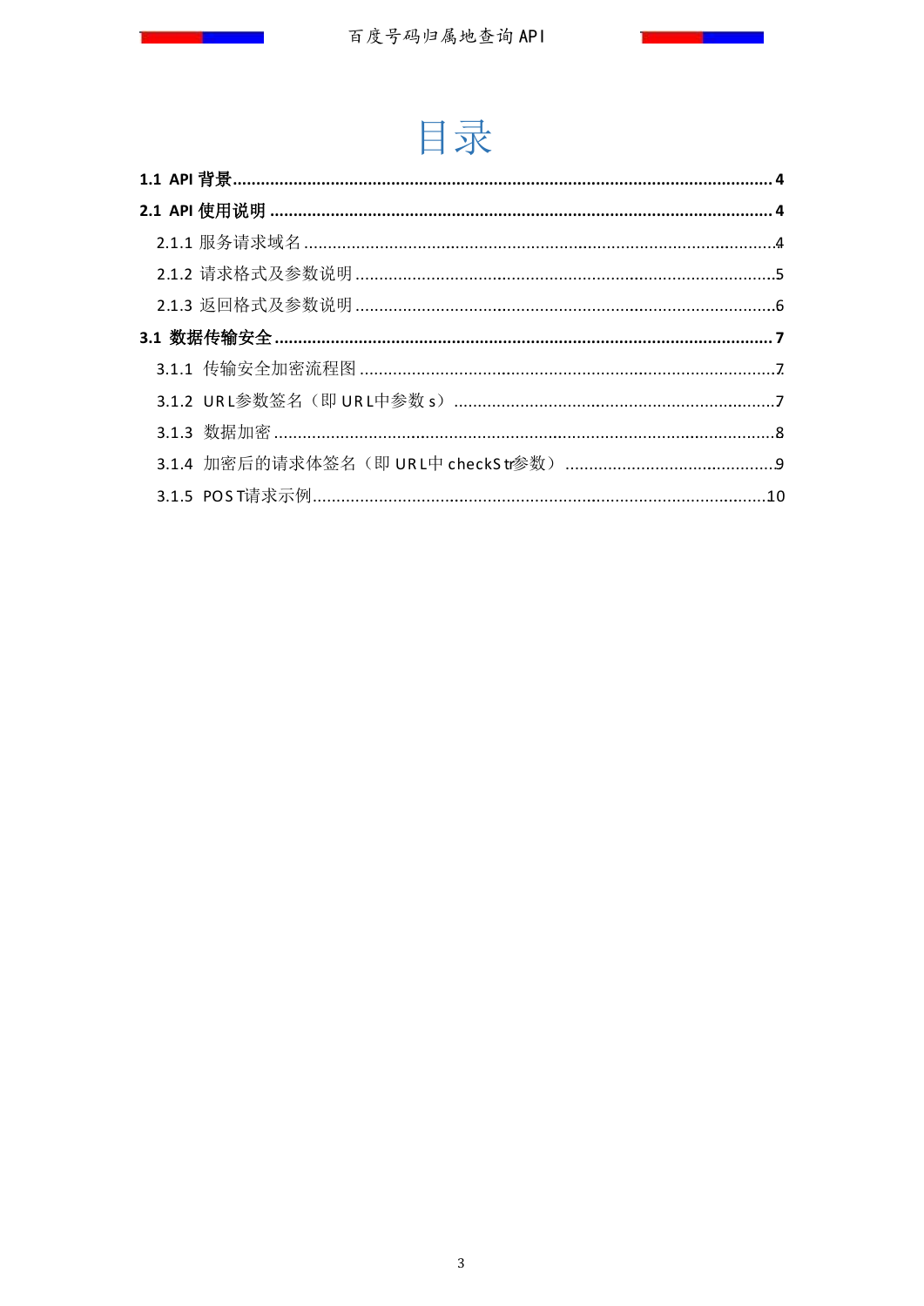# 目录

**1.1 API 背景** .................................................. **4**

**2.1 API 使用说明** .................................................. **4**

- 2.1.1 服务请求域名 .................................................. 4
- 2.1.2 请求格式及参数说明 .................................................. 5
- 2.1.3 返回格式及参数说明 .................................................. 6

**3.1 数据传输安全** .................................................. **7**

- 3.1.1 传输安全加密流程图 .................................................. 7
- 3.1.2 URL参数签名（即 URL中参数 s） .................................................. 7
- 3.1.3 数据加密 .................................................. 8
- 3.1.4 加密后的请求体签名（即 URL中 checkStr参数） .................................................. 9
- 3.1.5 POST请求示例 .................................................. 10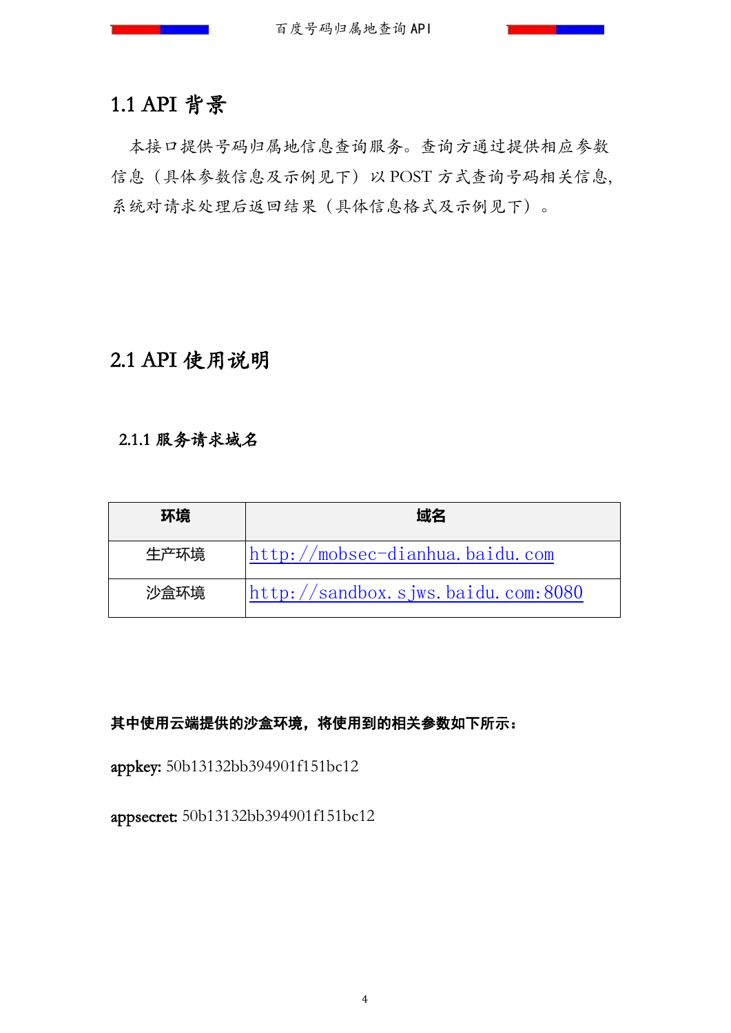# 1.1 API 背景

本接口提供号码归属地信息查询服务。查询方通过提供相应参数信息（具体参数信息及示例见下）以 POST 方式查询号码相关信息,系统对请求处理后返回结果（具体信息格式及示例见下）。

# 2.1 API 使用说明

## 2.1.1 服务请求域名

| 环境 | 域名 |
| --- | --- |
| 生产环境 | http://mobsec-dianhua.baidu.com |
| 沙盒环境 | http://sandbox.sjws.baidu.com:8080 |

**其中使用云端提供的沙盒环境，将使用到的相关参数如下所示：**

appkey: 50b13132bb394901f151bc12

appsecret: 50b13132bb394901f151bc12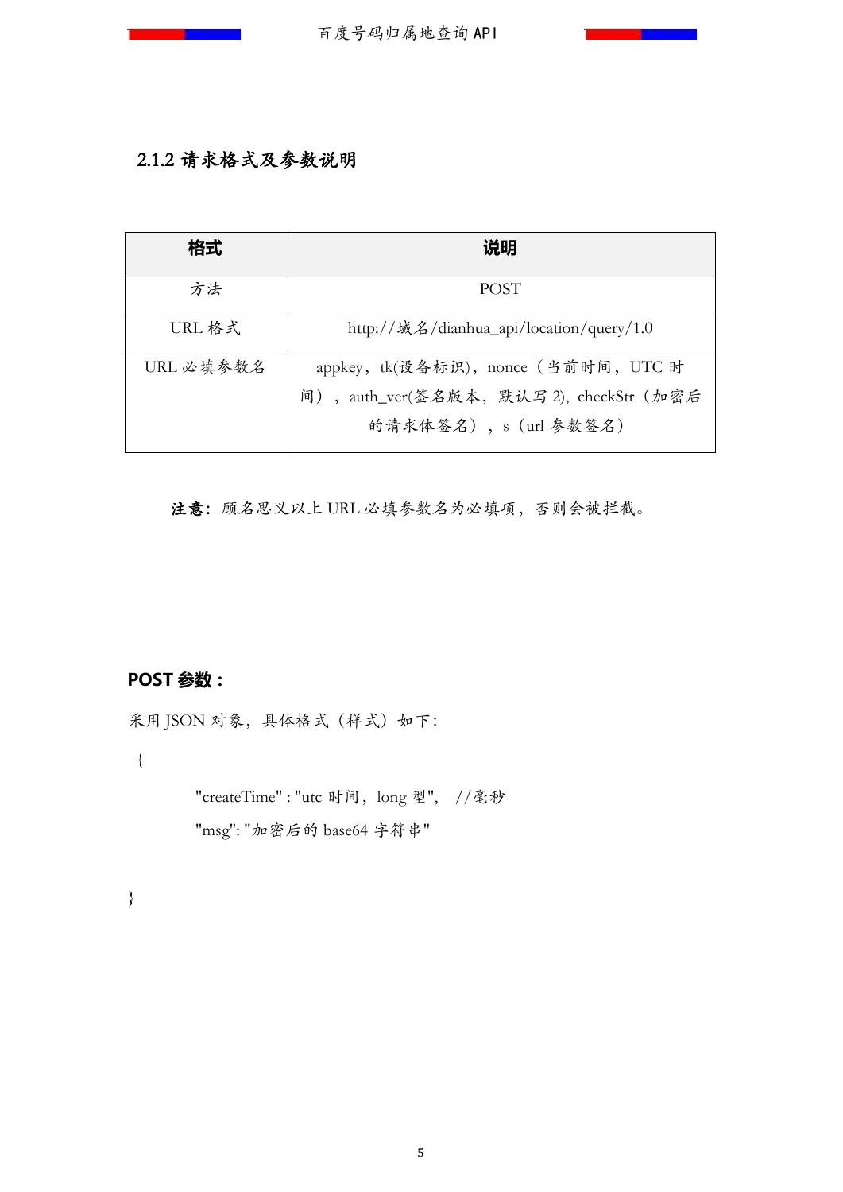### 2.1.2 请求格式及参数说明

| 格式 | 说明 |
| --- | --- |
| 方法 | POST |
| URL 格式 | http://域名/dianhua_api/location/query/1.0 |
| URL 必填参数名 | appkey，tk(设备标识)，nonce（当前时间，UTC 时间），auth_ver(签名版本，默认写 2), checkStr（加密后的请求体签名），s（url 参数签名） |

**注意：**顾名思义以上 URL 必填参数名为必填项，否则会被拦截。

**POST 参数：**

采用 JSON 对象，具体格式（样式）如下：

```
{
    "createTime" : "utc 时间，long 型",  //毫秒
    "msg": "加密后的 base64 字符串"

}
```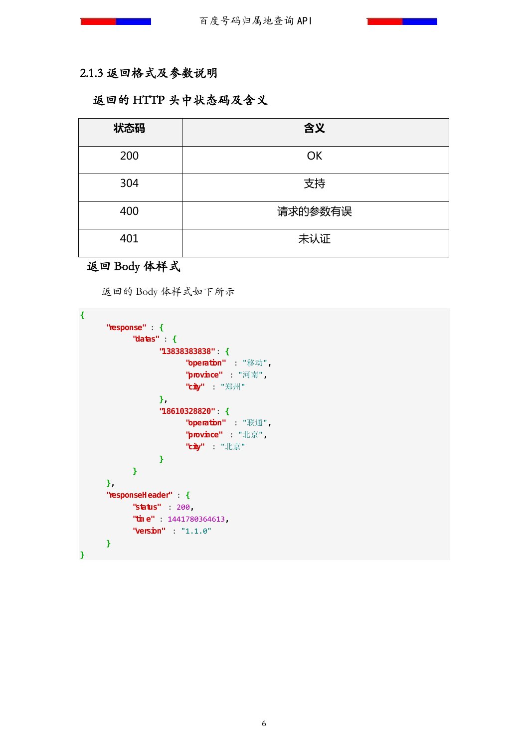### 2.1.3 返回格式及参数说明

#### 返回的 HTTP 头中状态码及含义

| 状态码 | 含义 |
| --- | --- |
| 200 | OK |
| 304 | 支持 |
| 400 | 请求的参数有误 |
| 401 | 未认证 |

#### 返回 Body 体样式

返回的 Body 体样式如下所示

```
{
      "response" : {
            "datas" : {
                  "13838383838": {
                        "operation"  : "移动",
                        "province"  : "河南",
                        "city"  : "郑州"
                  },
                  "18610328820": {
                        "operation"  : "联通",
                        "province"  : "北京",
                        "city"  : "北京"
                  }
            }
      },
      "responseHeader" : {
            "status"  : 200,
            "time" : 1441780364613,
            "version"  : "1.1.0"
      }
}
```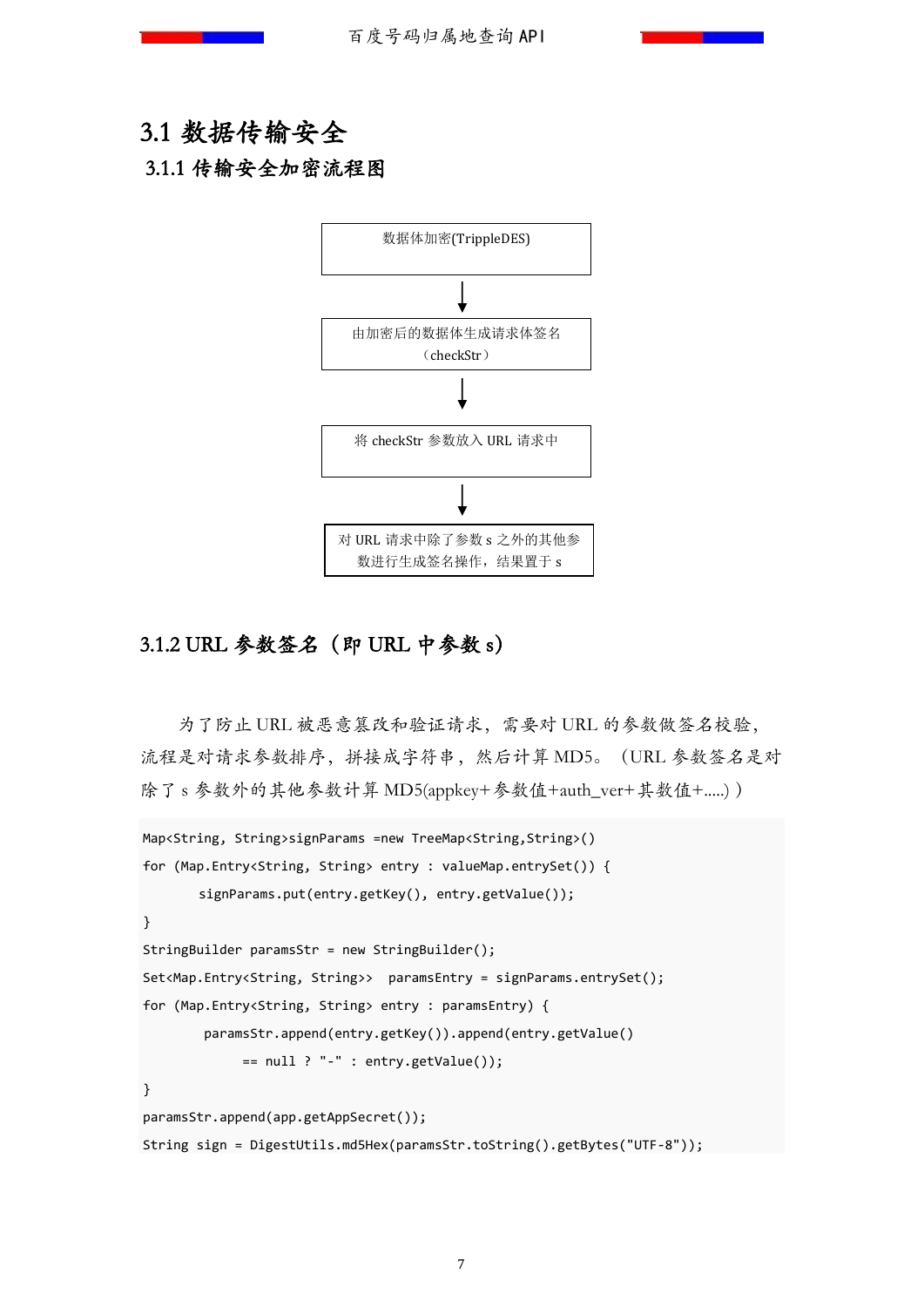## 3.1 数据传输安全

### 3.1.1 传输安全加密流程图

数据体加密(TrippleDES)

↓

由加密后的数据体生成请求体签名（checkStr）

↓

将 checkStr 参数放入 URL 请求中

↓

对 URL 请求中除了参数 s 之外的其他参数进行生成签名操作，结果置于 s

### 3.1.2 URL 参数签名（即 URL 中参数 s）

为了防止 URL 被恶意篡改和验证请求，需要对 URL 的参数做签名校验，流程是对请求参数排序，拼接成字符串，然后计算 MD5。（URL 参数签名是对除了 s 参数外的其他参数计算 MD5(appkey+参数值+auth_ver+其数值+.....)）

```
Map<String, String>signParams =new TreeMap<String,String>()
for (Map.Entry<String, String> entry : valueMap.entrySet()) {
       signParams.put(entry.getKey(), entry.getValue());
}
StringBuilder paramsStr = new StringBuilder();
Set<Map.Entry<String, String>>  paramsEntry = signParams.entrySet();
for (Map.Entry<String, String> entry : paramsEntry) {
        paramsStr.append(entry.getKey()).append(entry.getValue()
             == null ? "-" : entry.getValue());
}
paramsStr.append(app.getAppSecret());
String sign = DigestUtils.md5Hex(paramsStr.toString().getBytes("UTF-8"));
```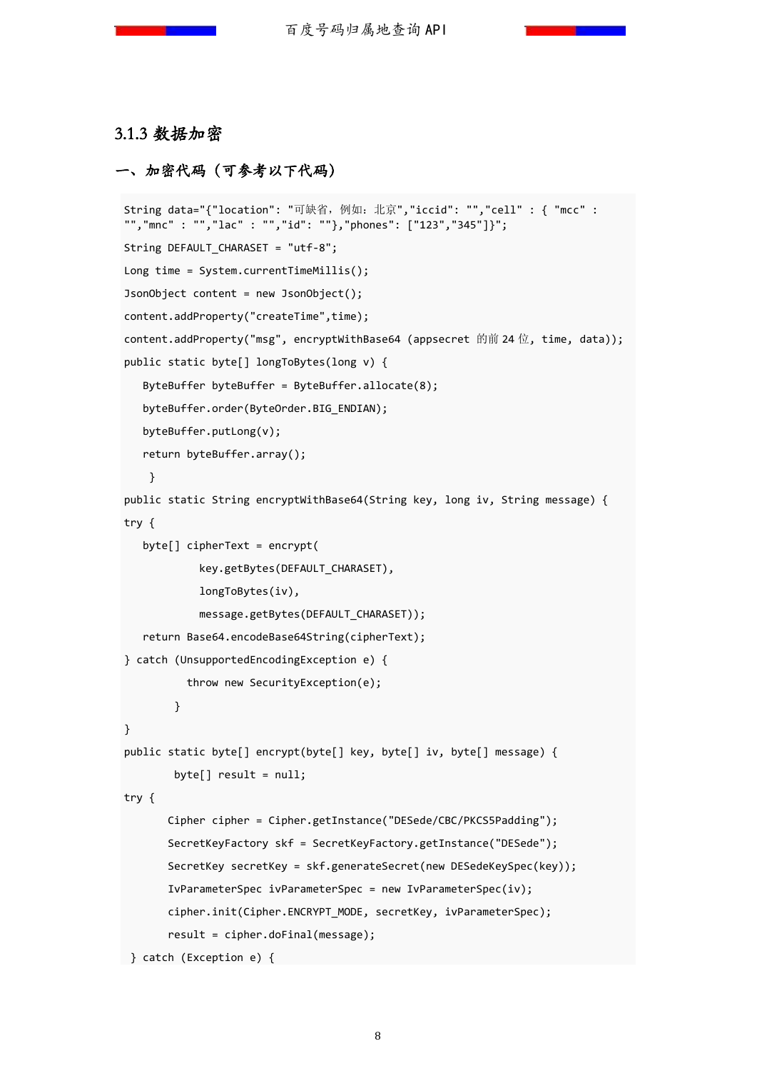### 3.1.3 数据加密

#### 一、加密代码（可参考以下代码）

```
String data="{"location": "可缺省，例如：北京","iccid": "","cell" : { "mcc" : "","mnc" : "","lac" : "","id": ""},"phones": ["123","345"]}";

String DEFAULT_CHARASET = "utf-8";

Long time = System.currentTimeMillis();

JsonObject content = new JsonObject();

content.addProperty("createTime",time);

content.addProperty("msg", encryptWithBase64 (appsecret 的前 24 位, time, data));

public static byte[] longToBytes(long v) {

   ByteBuffer byteBuffer = ByteBuffer.allocate(8);

   byteBuffer.order(ByteOrder.BIG_ENDIAN);

   byteBuffer.putLong(v);

   return byteBuffer.array();

    }

public static String encryptWithBase64(String key, long iv, String message) {

try {

   byte[] cipherText = encrypt(

            key.getBytes(DEFAULT_CHARASET),

            longToBytes(iv),

            message.getBytes(DEFAULT_CHARASET));

   return Base64.encodeBase64String(cipherText);

} catch (UnsupportedEncodingException e) {

          throw new SecurityException(e);

        }

}

public static byte[] encrypt(byte[] key, byte[] iv, byte[] message) {

        byte[] result = null;

try {

       Cipher cipher = Cipher.getInstance("DESede/CBC/PKCS5Padding");

       SecretKeyFactory skf = SecretKeyFactory.getInstance("DESede");

       SecretKey secretKey = skf.generateSecret(new DESedeKeySpec(key));

       IvParameterSpec ivParameterSpec = new IvParameterSpec(iv);

       cipher.init(Cipher.ENCRYPT_MODE, secretKey, ivParameterSpec);

       result = cipher.doFinal(message);

 } catch (Exception e) {
```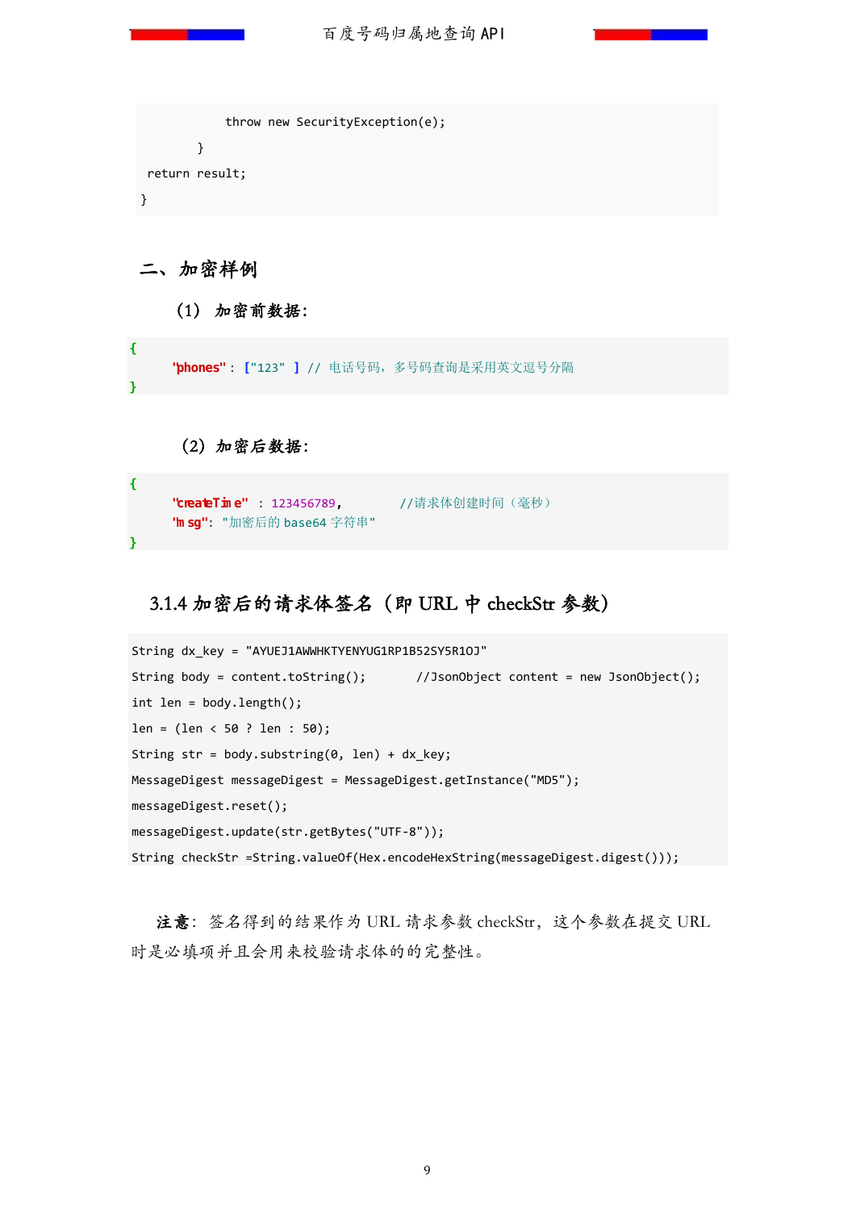```
            throw new SecurityException(e);
        }
 return result;
}
```

## 二、加密样例

### （1） 加密前数据：

```
{
      "phones" : ["123" ] // 电话号码，多号码查询是采用英文逗号分隔
}
```

### （2） 加密后数据：

```
{
      "createTime" : 123456789,        //请求体创建时间（毫秒）
      "msg": "加密后的 base64 字符串"
}
```

### 3.1.4 加密后的请求体签名（即 URL 中 checkStr 参数）

```
String dx_key = "AYUEJ1AWWHKTYENYUG1RP1B52SY5R1OJ"
String body = content.toString();       //JsonObject content = new JsonObject();
int len = body.length();
len = (len < 50 ? len : 50);
String str = body.substring(0, len) + dx_key;
MessageDigest messageDigest = MessageDigest.getInstance("MD5");
messageDigest.reset();
messageDigest.update(str.getBytes("UTF-8"));
String checkStr =String.valueOf(Hex.encodeHexString(messageDigest.digest()));
```

**注意**：签名得到的结果作为 URL 请求参数 checkStr，这个参数在提交 URL 时是必填项并且会用来校验请求体的的完整性。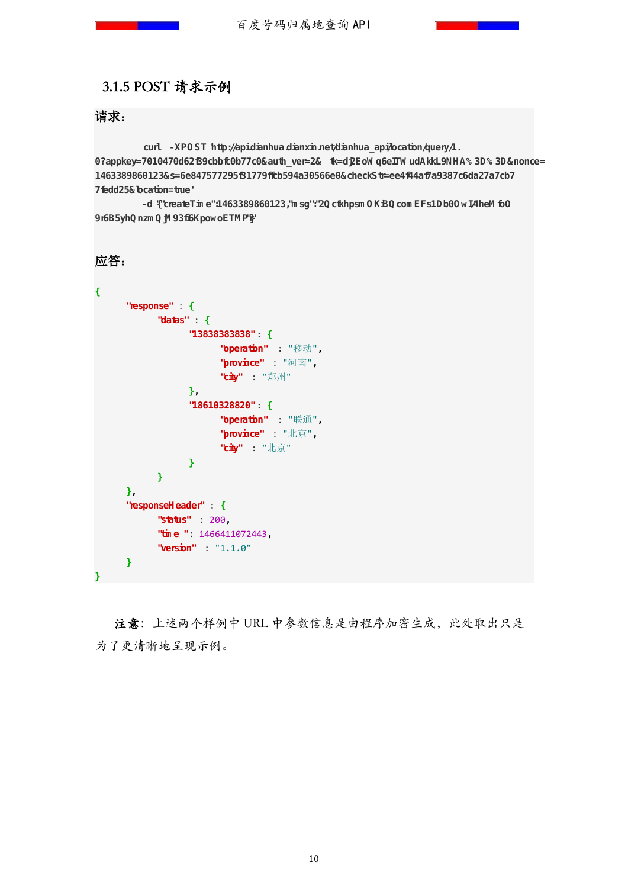### 3.1.5 POST 请求示例

**请求：**

```
        curl -XPOST http://apidianhua.dianxin.net/dianhua_api/location/query/1.0?appkey=7010470d62f39cbbfc0b77c0&auth_ver=2&tk=dj2EoWq6eITWudAkkL9NHA%3D%3D&nonce=1463389860123&s=6e8475772951779ffcb594a30566e0&checkStr=ee4f44af7a9387c6da27a7cb77fedd25&location=true'
        -d '{"createTime":1463389860123,"msg":"2QctkhpsmOKi3QcomEFs1Db00wI4heMfo09r6B5yhQnzmQjM93f6KpowoETMP"}'
```

**应答：**

```
{
      "response" : {
            "datas" : {
                  "13838383838" : {
                        "operation" : "移动",
                        "province" : "河南",
                        "city" : "郑州"
                  },
                  "18610328820" : {
                        "operation" : "联通",
                        "province" : "北京",
                        "city" : "北京"
                  }
            }
      },
      "responseHeader" : {
            "status" : 200,
            "time" : 1466411072443,
            "version" : "1.1.0"
      }
}
```

**注意**：上述两个样例中 URL 中参数信息是由程序加密生成，此处取出只是为了更清晰地呈现示例。